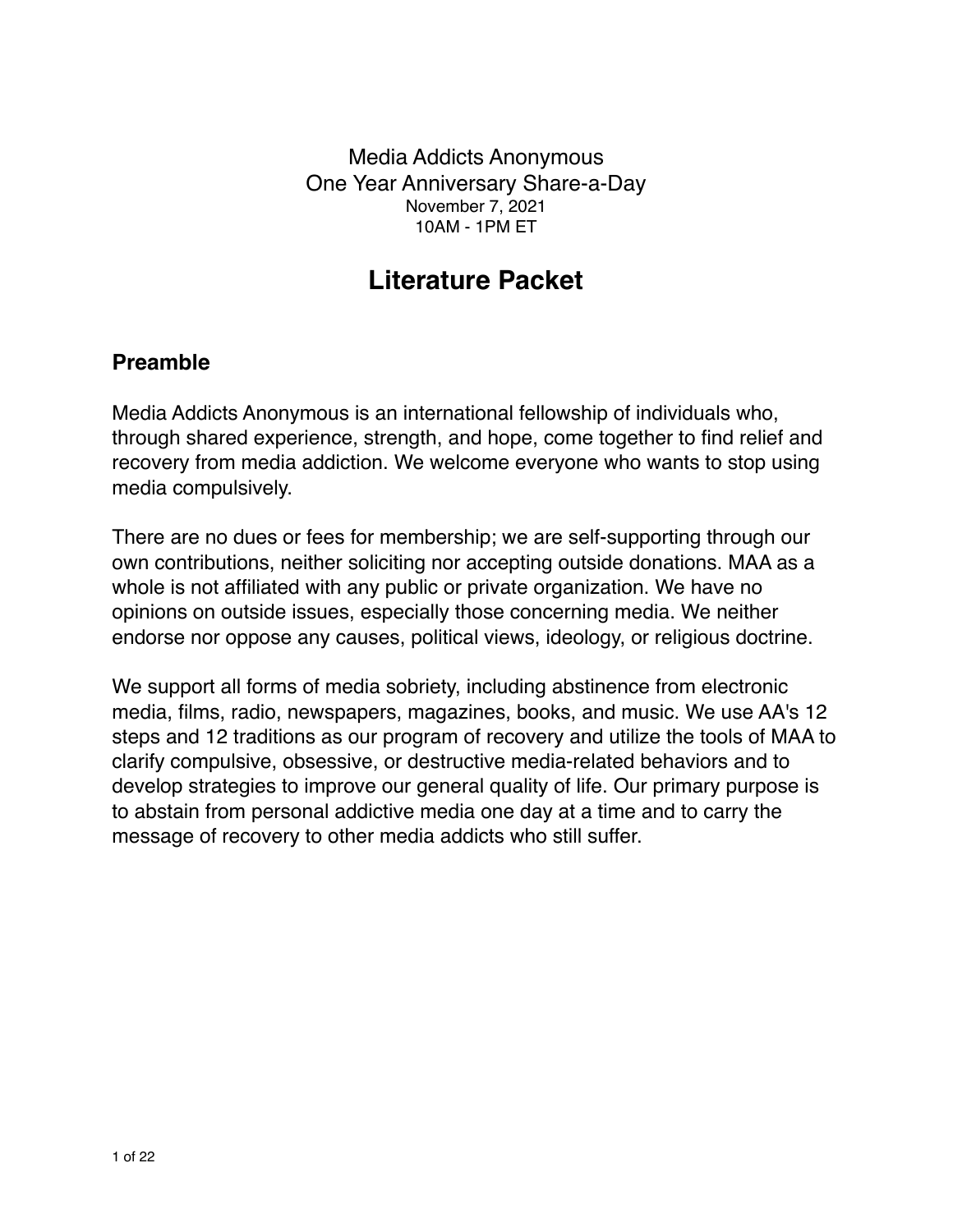Media Addicts Anonymous
One Year Anniversary Share-a-Day
November 7, 2021
10AM - 1PM ET

# Literature Packet

## Preamble

Media Addicts Anonymous is an international fellowship of individuals who, through shared experience, strength, and hope, come together to find relief and recovery from media addiction. We welcome everyone who wants to stop using media compulsively.

There are no dues or fees for membership; we are self-supporting through our own contributions, neither soliciting nor accepting outside donations. MAA as a whole is not affiliated with any public or private organization. We have no opinions on outside issues, especially those concerning media. We neither endorse nor oppose any causes, political views, ideology, or religious doctrine.

We support all forms of media sobriety, including abstinence from electronic media, films, radio, newspapers, magazines, books, and music. We use AA's 12 steps and 12 traditions as our program of recovery and utilize the tools of MAA to clarify compulsive, obsessive, or destructive media-related behaviors and to develop strategies to improve our general quality of life. Our primary purpose is to abstain from personal addictive media one day at a time and to carry the message of recovery to other media addicts who still suffer.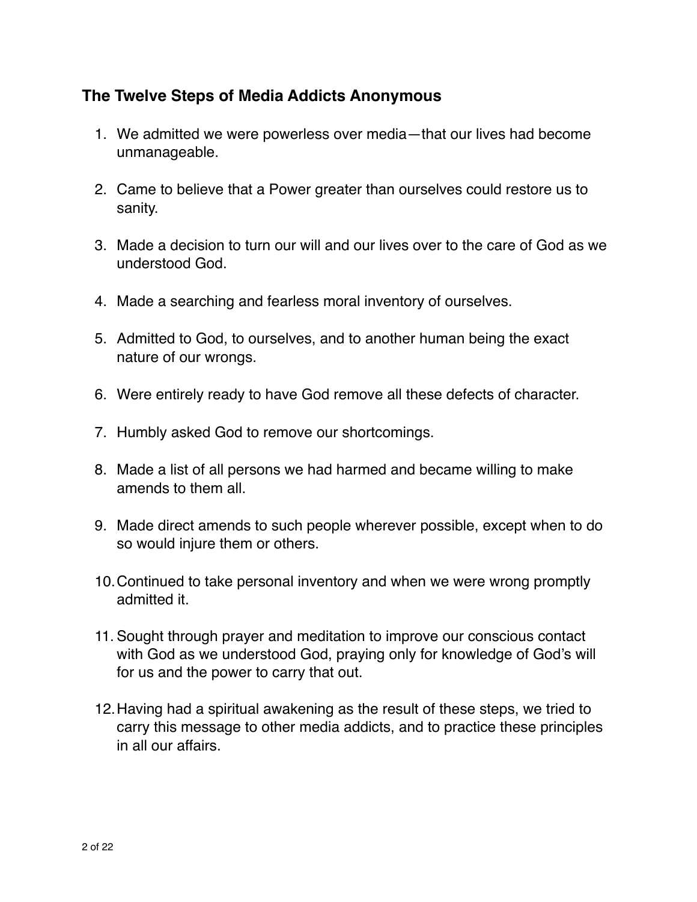## The Twelve Steps of Media Addicts Anonymous

1. We admitted we were powerless over media—that our lives had become unmanageable.

2. Came to believe that a Power greater than ourselves could restore us to sanity.

3. Made a decision to turn our will and our lives over to the care of God as we understood God.

4. Made a searching and fearless moral inventory of ourselves.

5. Admitted to God, to ourselves, and to another human being the exact nature of our wrongs.

6. Were entirely ready to have God remove all these defects of character.

7. Humbly asked God to remove our shortcomings.

8. Made a list of all persons we had harmed and became willing to make amends to them all.

9. Made direct amends to such people wherever possible, except when to do so would injure them or others.

10. Continued to take personal inventory and when we were wrong promptly admitted it.

11. Sought through prayer and meditation to improve our conscious contact with God as we understood God, praying only for knowledge of God's will for us and the power to carry that out.

12. Having had a spiritual awakening as the result of these steps, we tried to carry this message to other media addicts, and to practice these principles in all our affairs.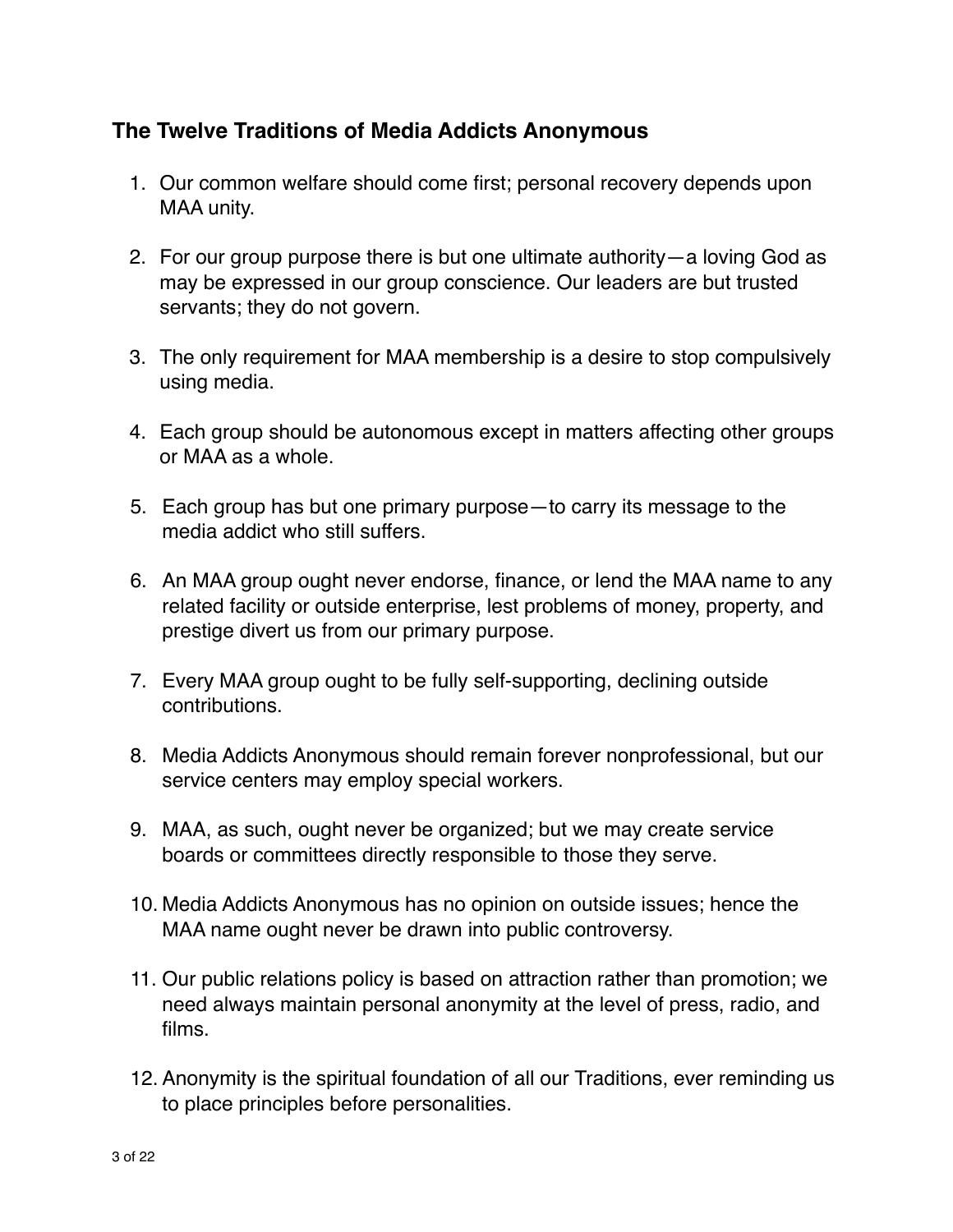## The Twelve Traditions of Media Addicts Anonymous

1. Our common welfare should come first; personal recovery depends upon MAA unity.

2. For our group purpose there is but one ultimate authority—a loving God as may be expressed in our group conscience. Our leaders are but trusted servants; they do not govern.

3. The only requirement for MAA membership is a desire to stop compulsively using media.

4. Each group should be autonomous except in matters affecting other groups or MAA as a whole.

5. Each group has but one primary purpose—to carry its message to the media addict who still suffers.

6. An MAA group ought never endorse, finance, or lend the MAA name to any related facility or outside enterprise, lest problems of money, property, and prestige divert us from our primary purpose.

7. Every MAA group ought to be fully self-supporting, declining outside contributions.

8. Media Addicts Anonymous should remain forever nonprofessional, but our service centers may employ special workers.

9. MAA, as such, ought never be organized; but we may create service boards or committees directly responsible to those they serve.

10. Media Addicts Anonymous has no opinion on outside issues; hence the MAA name ought never be drawn into public controversy.

11. Our public relations policy is based on attraction rather than promotion; we need always maintain personal anonymity at the level of press, radio, and films.

12. Anonymity is the spiritual foundation of all our Traditions, ever reminding us to place principles before personalities.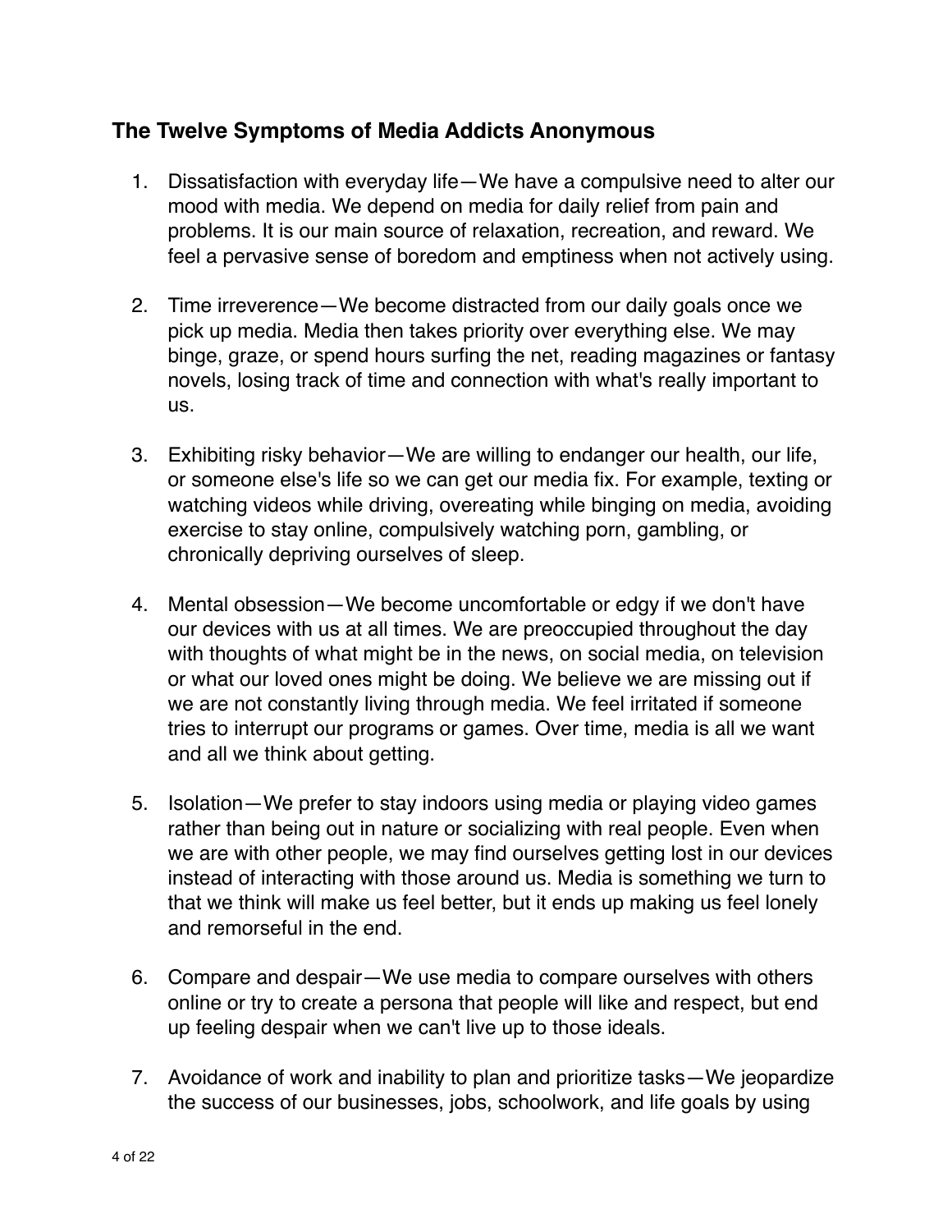## The Twelve Symptoms of Media Addicts Anonymous

1. Dissatisfaction with everyday life—We have a compulsive need to alter our mood with media. We depend on media for daily relief from pain and problems. It is our main source of relaxation, recreation, and reward. We feel a pervasive sense of boredom and emptiness when not actively using.

2. Time irreverence—We become distracted from our daily goals once we pick up media. Media then takes priority over everything else. We may binge, graze, or spend hours surfing the net, reading magazines or fantasy novels, losing track of time and connection with what's really important to us.

3. Exhibiting risky behavior—We are willing to endanger our health, our life, or someone else's life so we can get our media fix. For example, texting or watching videos while driving, overeating while binging on media, avoiding exercise to stay online, compulsively watching porn, gambling, or chronically depriving ourselves of sleep.

4. Mental obsession—We become uncomfortable or edgy if we don't have our devices with us at all times. We are preoccupied throughout the day with thoughts of what might be in the news, on social media, on television or what our loved ones might be doing. We believe we are missing out if we are not constantly living through media. We feel irritated if someone tries to interrupt our programs or games. Over time, media is all we want and all we think about getting.

5. Isolation—We prefer to stay indoors using media or playing video games rather than being out in nature or socializing with real people. Even when we are with other people, we may find ourselves getting lost in our devices instead of interacting with those around us. Media is something we turn to that we think will make us feel better, but it ends up making us feel lonely and remorseful in the end.

6. Compare and despair—We use media to compare ourselves with others online or try to create a persona that people will like and respect, but end up feeling despair when we can't live up to those ideals.

7. Avoidance of work and inability to plan and prioritize tasks—We jeopardize the success of our businesses, jobs, schoolwork, and life goals by using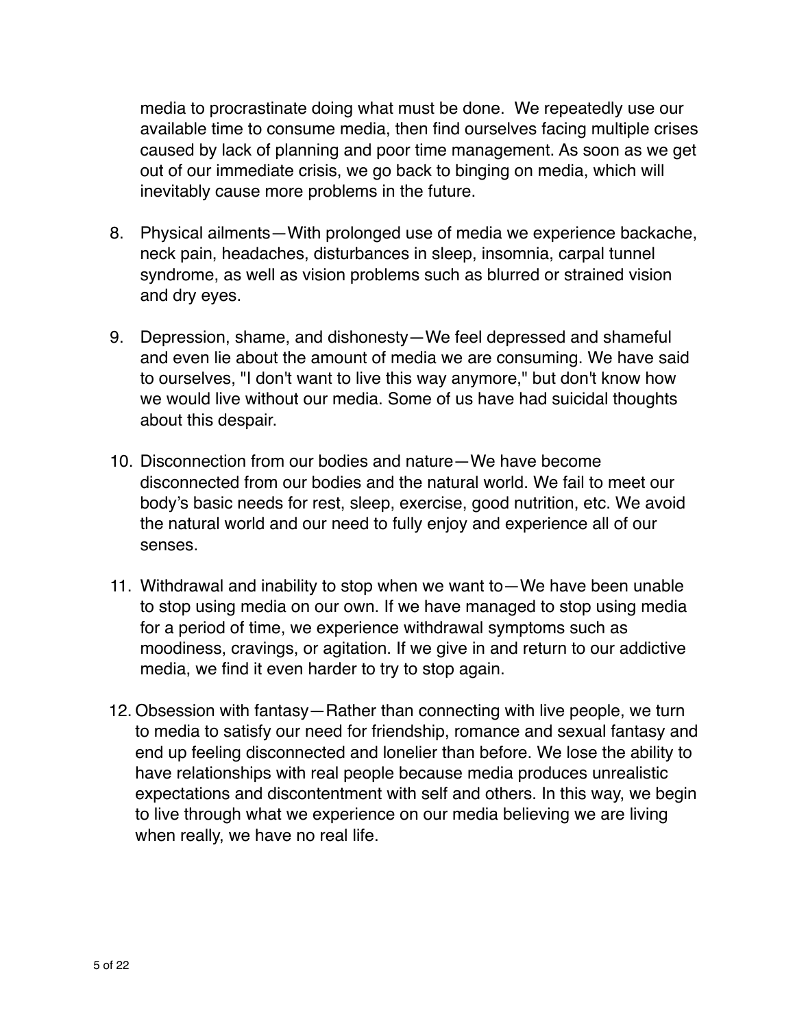media to procrastinate doing what must be done.  We repeatedly use our available time to consume media, then find ourselves facing multiple crises caused by lack of planning and poor time management. As soon as we get out of our immediate crisis, we go back to binging on media, which will inevitably cause more problems in the future.

8. Physical ailments—With prolonged use of media we experience backache, neck pain, headaches, disturbances in sleep, insomnia, carpal tunnel syndrome, as well as vision problems such as blurred or strained vision and dry eyes.

9. Depression, shame, and dishonesty—We feel depressed and shameful and even lie about the amount of media we are consuming. We have said to ourselves, "I don't want to live this way anymore," but don't know how we would live without our media. Some of us have had suicidal thoughts about this despair.

10. Disconnection from our bodies and nature—We have become disconnected from our bodies and the natural world. We fail to meet our body's basic needs for rest, sleep, exercise, good nutrition, etc. We avoid the natural world and our need to fully enjoy and experience all of our senses.

11. Withdrawal and inability to stop when we want to—We have been unable to stop using media on our own. If we have managed to stop using media for a period of time, we experience withdrawal symptoms such as moodiness, cravings, or agitation. If we give in and return to our addictive media, we find it even harder to try to stop again.

12. Obsession with fantasy—Rather than connecting with live people, we turn to media to satisfy our need for friendship, romance and sexual fantasy and end up feeling disconnected and lonelier than before. We lose the ability to have relationships with real people because media produces unrealistic expectations and discontentment with self and others. In this way, we begin to live through what we experience on our media believing we are living when really, we have no real life.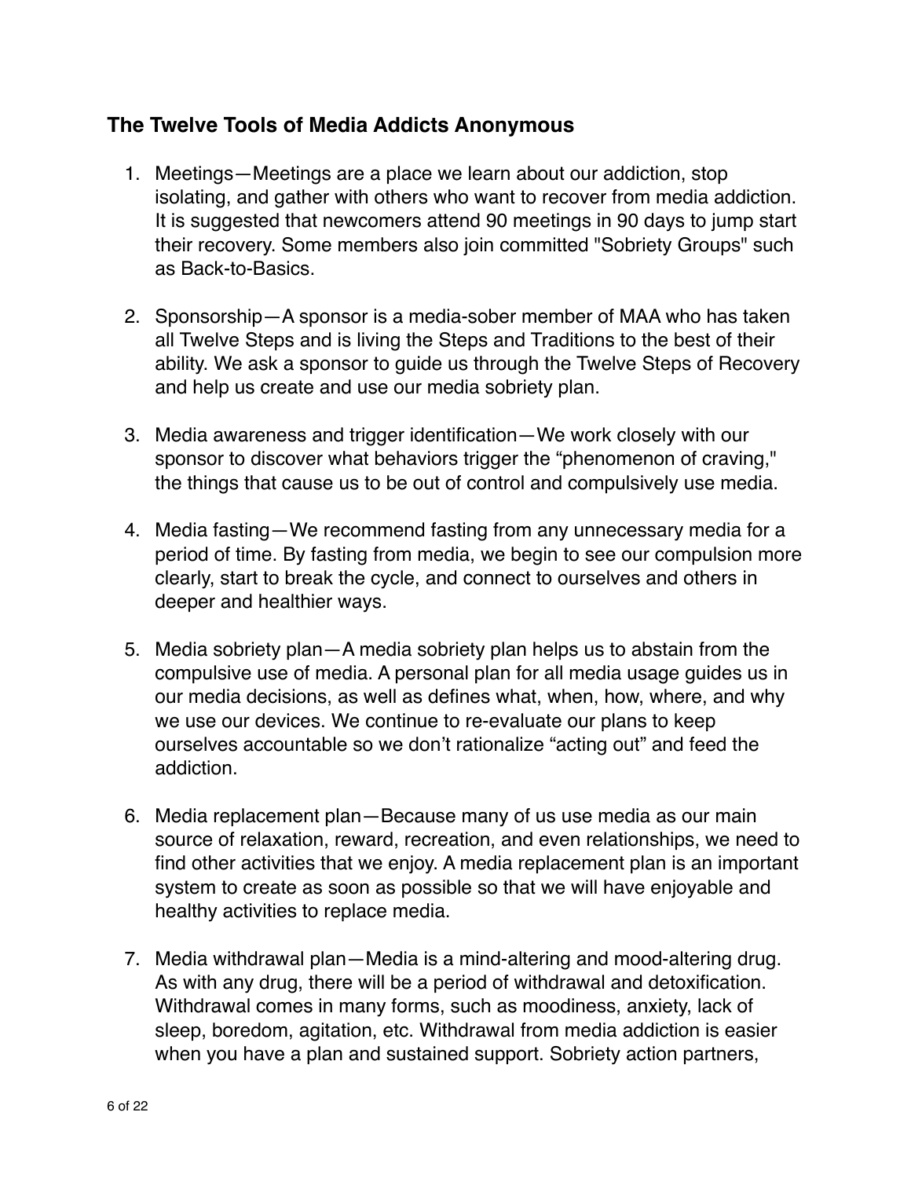### The Twelve Tools of Media Addicts Anonymous

1. Meetings—Meetings are a place we learn about our addiction, stop isolating, and gather with others who want to recover from media addiction. It is suggested that newcomers attend 90 meetings in 90 days to jump start their recovery. Some members also join committed "Sobriety Groups" such as Back-to-Basics.

2. Sponsorship—A sponsor is a media-sober member of MAA who has taken all Twelve Steps and is living the Steps and Traditions to the best of their ability. We ask a sponsor to guide us through the Twelve Steps of Recovery and help us create and use our media sobriety plan.

3. Media awareness and trigger identification—We work closely with our sponsor to discover what behaviors trigger the "phenomenon of craving," the things that cause us to be out of control and compulsively use media.

4. Media fasting—We recommend fasting from any unnecessary media for a period of time. By fasting from media, we begin to see our compulsion more clearly, start to break the cycle, and connect to ourselves and others in deeper and healthier ways.

5. Media sobriety plan—A media sobriety plan helps us to abstain from the compulsive use of media. A personal plan for all media usage guides us in our media decisions, as well as defines what, when, how, where, and why we use our devices. We continue to re-evaluate our plans to keep ourselves accountable so we don't rationalize "acting out" and feed the addiction.

6. Media replacement plan—Because many of us use media as our main source of relaxation, reward, recreation, and even relationships, we need to find other activities that we enjoy. A media replacement plan is an important system to create as soon as possible so that we will have enjoyable and healthy activities to replace media.

7. Media withdrawal plan—Media is a mind-altering and mood-altering drug. As with any drug, there will be a period of withdrawal and detoxification. Withdrawal comes in many forms, such as moodiness, anxiety, lack of sleep, boredom, agitation, etc. Withdrawal from media addiction is easier when you have a plan and sustained support. Sobriety action partners,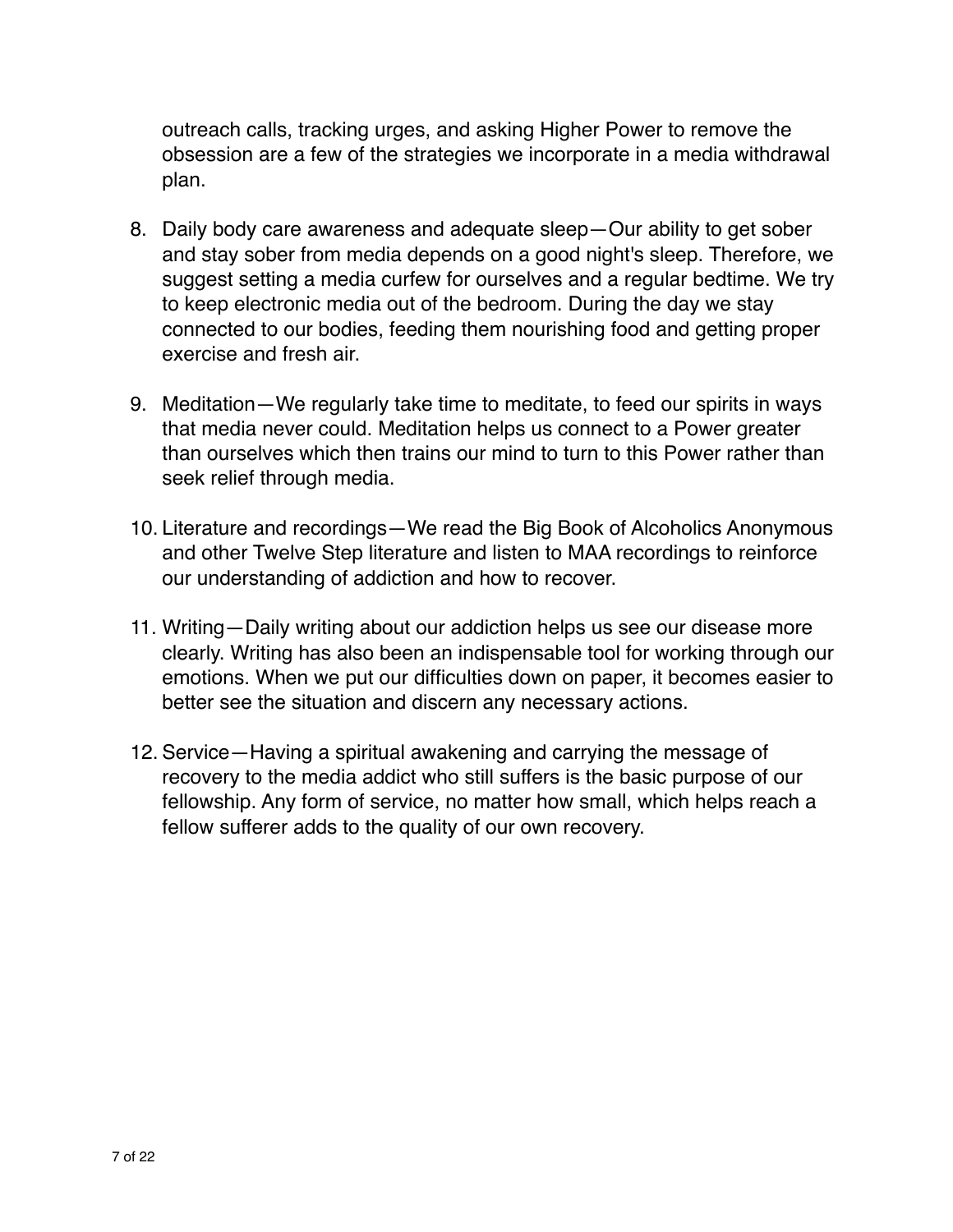outreach calls, tracking urges, and asking Higher Power to remove the obsession are a few of the strategies we incorporate in a media withdrawal plan.

8. Daily body care awareness and adequate sleep—Our ability to get sober and stay sober from media depends on a good night's sleep. Therefore, we suggest setting a media curfew for ourselves and a regular bedtime. We try to keep electronic media out of the bedroom. During the day we stay connected to our bodies, feeding them nourishing food and getting proper exercise and fresh air.

9. Meditation—We regularly take time to meditate, to feed our spirits in ways that media never could. Meditation helps us connect to a Power greater than ourselves which then trains our mind to turn to this Power rather than seek relief through media.

10. Literature and recordings—We read the Big Book of Alcoholics Anonymous and other Twelve Step literature and listen to MAA recordings to reinforce our understanding of addiction and how to recover.

11. Writing—Daily writing about our addiction helps us see our disease more clearly. Writing has also been an indispensable tool for working through our emotions. When we put our difficulties down on paper, it becomes easier to better see the situation and discern any necessary actions.

12. Service—Having a spiritual awakening and carrying the message of recovery to the media addict who still suffers is the basic purpose of our fellowship. Any form of service, no matter how small, which helps reach a fellow sufferer adds to the quality of our own recovery.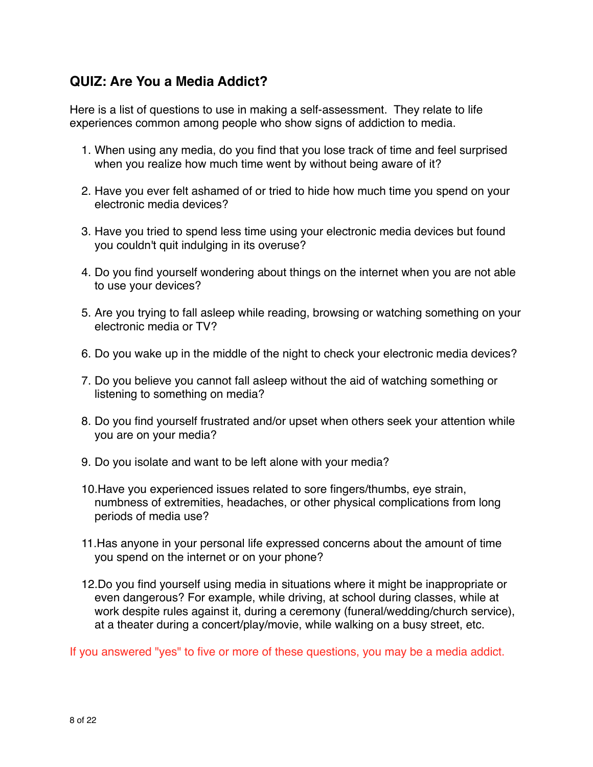## QUIZ: Are You a Media Addict?

Here is a list of questions to use in making a self-assessment. They relate to life experiences common among people who show signs of addiction to media.

1. When using any media, do you find that you lose track of time and feel surprised when you realize how much time went by without being aware of it?
2. Have you ever felt ashamed of or tried to hide how much time you spend on your electronic media devices?
3. Have you tried to spend less time using your electronic media devices but found you couldn't quit indulging in its overuse?
4. Do you find yourself wondering about things on the internet when you are not able to use your devices?
5. Are you trying to fall asleep while reading, browsing or watching something on your electronic media or TV?
6. Do you wake up in the middle of the night to check your electronic media devices?
7. Do you believe you cannot fall asleep without the aid of watching something or listening to something on media?
8. Do you find yourself frustrated and/or upset when others seek your attention while you are on your media?
9. Do you isolate and want to be left alone with your media?
10. Have you experienced issues related to sore fingers/thumbs, eye strain, numbness of extremities, headaches, or other physical complications from long periods of media use?
11. Has anyone in your personal life expressed concerns about the amount of time you spend on the internet or on your phone?
12. Do you find yourself using media in situations where it might be inappropriate or even dangerous? For example, while driving, at school during classes, while at work despite rules against it, during a ceremony (funeral/wedding/church service), at a theater during a concert/play/movie, while walking on a busy street, etc.

If you answered "yes" to five or more of these questions, you may be a media addict.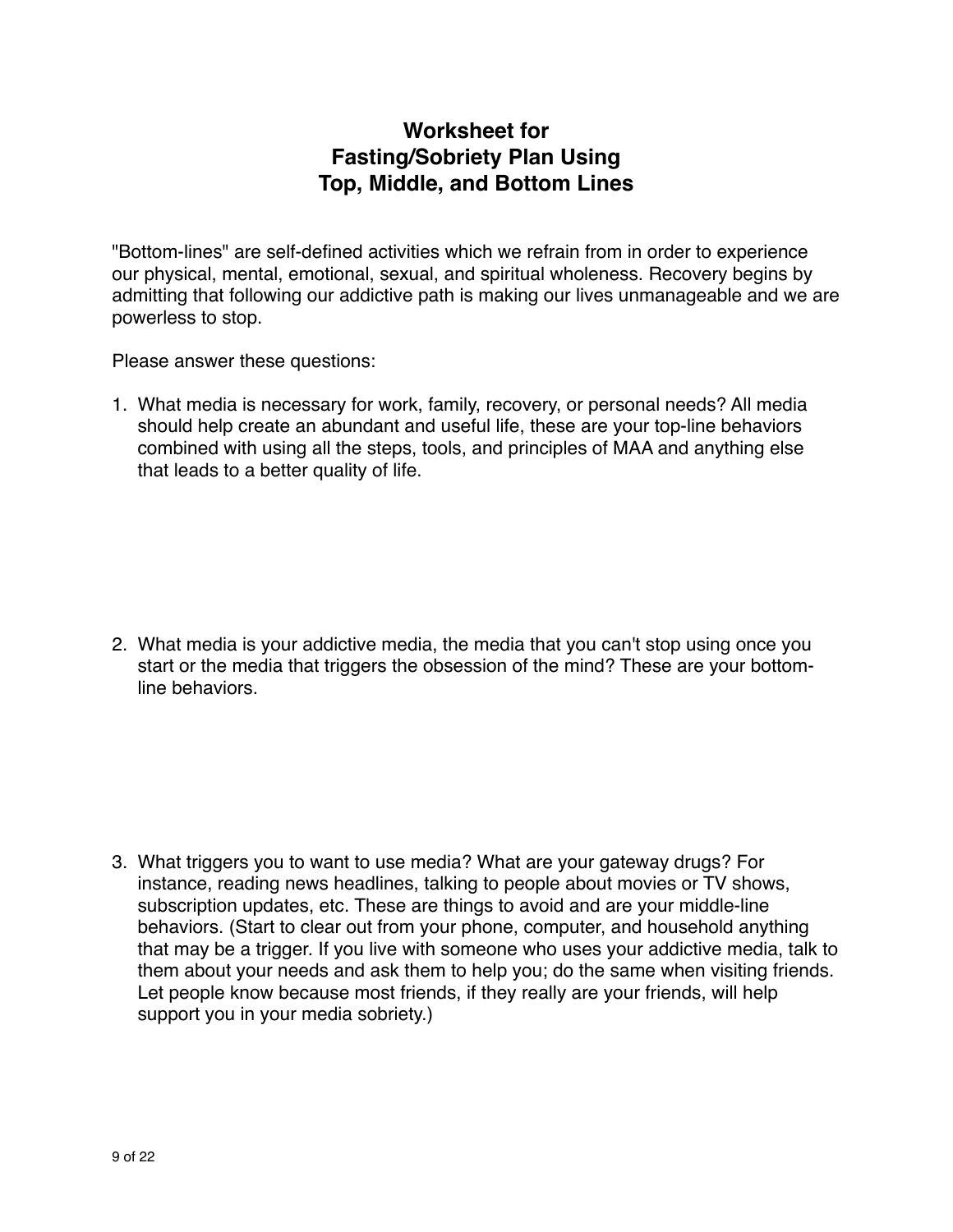# Worksheet for Fasting/Sobriety Plan Using Top, Middle, and Bottom Lines

"Bottom-lines" are self-defined activities which we refrain from in order to experience our physical, mental, emotional, sexual, and spiritual wholeness. Recovery begins by admitting that following our addictive path is making our lives unmanageable and we are powerless to stop.

Please answer these questions:

1. What media is necessary for work, family, recovery, or personal needs? All media should help create an abundant and useful life, these are your top-line behaviors combined with using all the steps, tools, and principles of MAA and anything else that leads to a better quality of life.

2. What media is your addictive media, the media that you can't stop using once you start or the media that triggers the obsession of the mind? These are your bottom-line behaviors.

3. What triggers you to want to use media? What are your gateway drugs? For instance, reading news headlines, talking to people about movies or TV shows, subscription updates, etc. These are things to avoid and are your middle-line behaviors. (Start to clear out from your phone, computer, and household anything that may be a trigger. If you live with someone who uses your addictive media, talk to them about your needs and ask them to help you; do the same when visiting friends. Let people know because most friends, if they really are your friends, will help support you in your media sobriety.)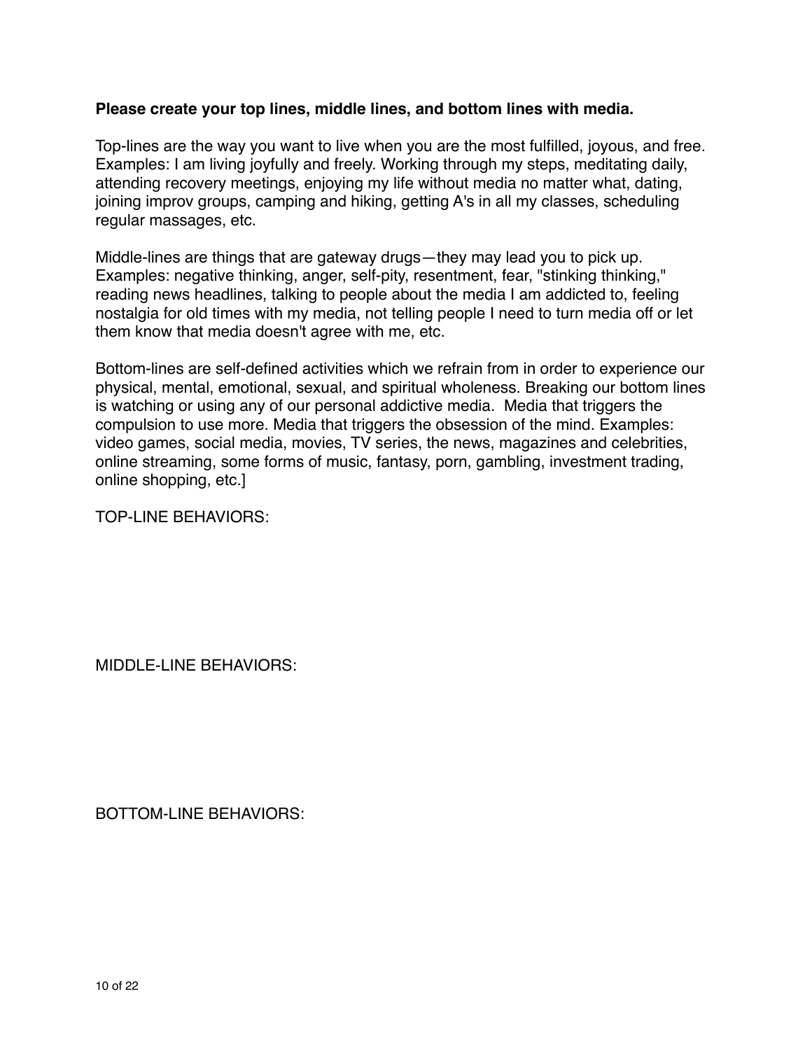**Please create your top lines, middle lines, and bottom lines with media.**

Top-lines are the way you want to live when you are the most fulfilled, joyous, and free. Examples: I am living joyfully and freely. Working through my steps, meditating daily, attending recovery meetings, enjoying my life without media no matter what, dating, joining improv groups, camping and hiking, getting A's in all my classes, scheduling regular massages, etc.

Middle-lines are things that are gateway drugs—they may lead you to pick up. Examples: negative thinking, anger, self-pity, resentment, fear, "stinking thinking," reading news headlines, talking to people about the media I am addicted to, feeling nostalgia for old times with my media, not telling people I need to turn media off or let them know that media doesn't agree with me, etc.

Bottom-lines are self-defined activities which we refrain from in order to experience our physical, mental, emotional, sexual, and spiritual wholeness. Breaking our bottom lines is watching or using any of our personal addictive media. Media that triggers the compulsion to use more. Media that triggers the obsession of the mind. Examples: video games, social media, movies, TV series, the news, magazines and celebrities, online streaming, some forms of music, fantasy, porn, gambling, investment trading, online shopping, etc.]

TOP-LINE BEHAVIORS:

MIDDLE-LINE BEHAVIORS:

BOTTOM-LINE BEHAVIORS: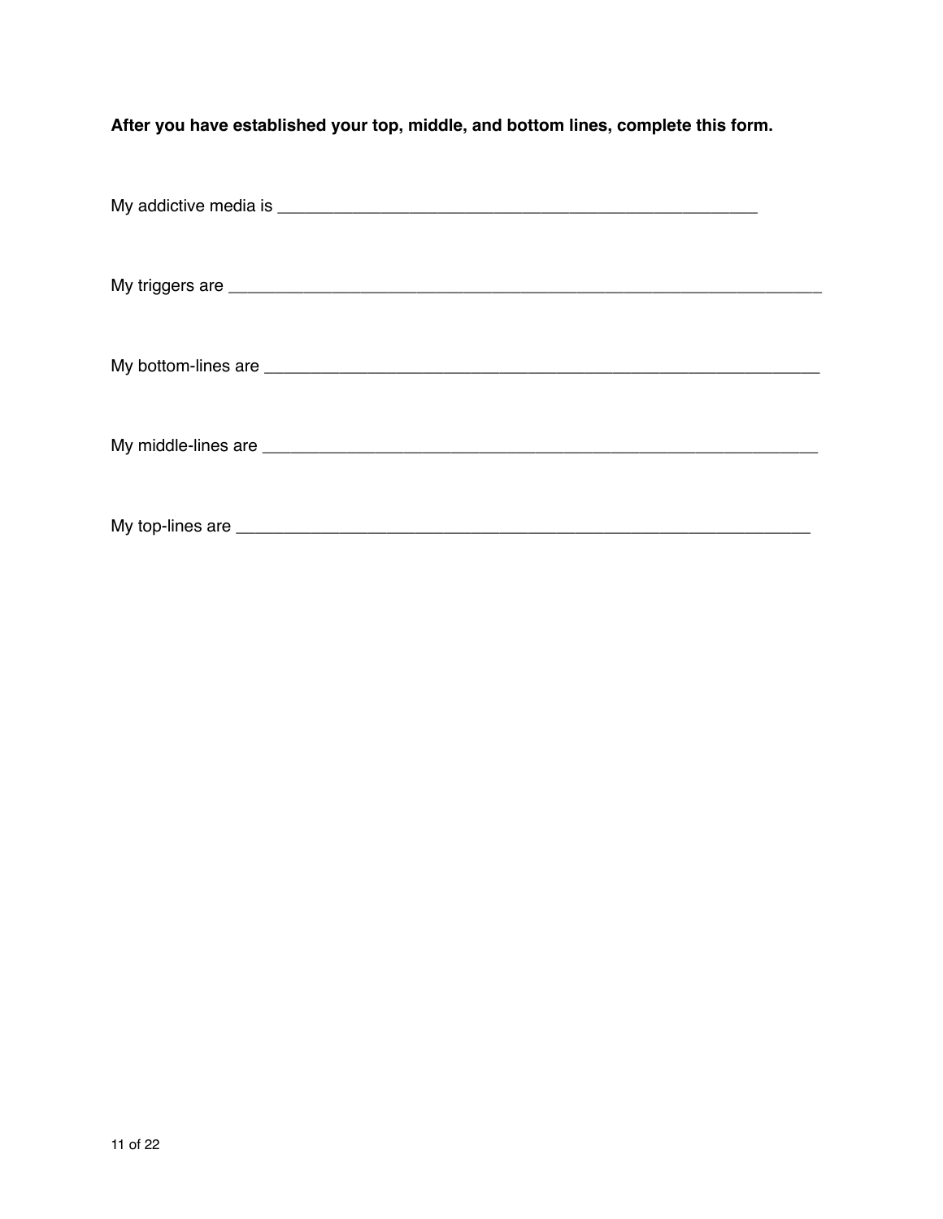**After you have established your top, middle, and bottom lines, complete this form.**

My addictive media is ______________________________________________________

My triggers are __________________________________________________________________

My bottom-lines are ______________________________________________________________

My middle-lines are ______________________________________________________________

My top-lines are _________________________________________________________________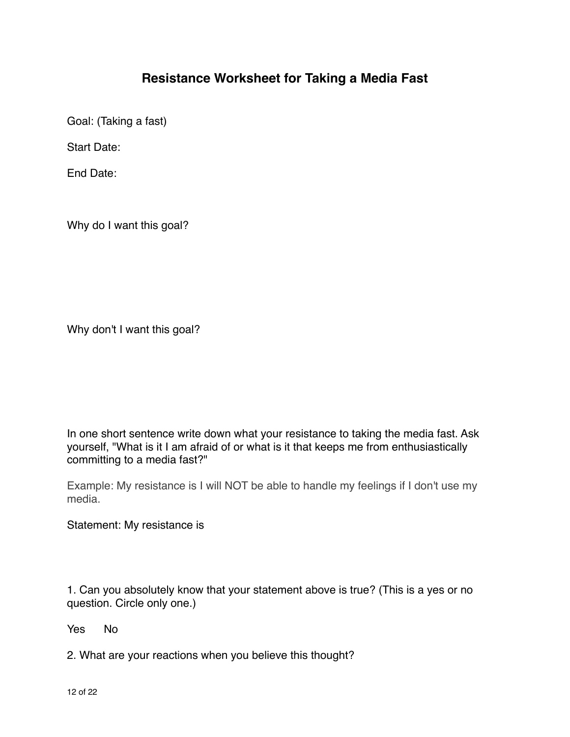# Resistance Worksheet for Taking a Media Fast

Goal: (Taking a fast)

Start Date:

End Date:

Why do I want this goal?

Why don't I want this goal?

In one short sentence write down what your resistance to taking the media fast. Ask yourself, "What is it I am afraid of or what is it that keeps me from enthusiastically committing to a media fast?"

Example: My resistance is I will NOT be able to handle my feelings if I don't use my media.

Statement: My resistance is

1. Can you absolutely know that your statement above is true? (This is a yes or no question. Circle only one.)

Yes No

2. What are your reactions when you believe this thought?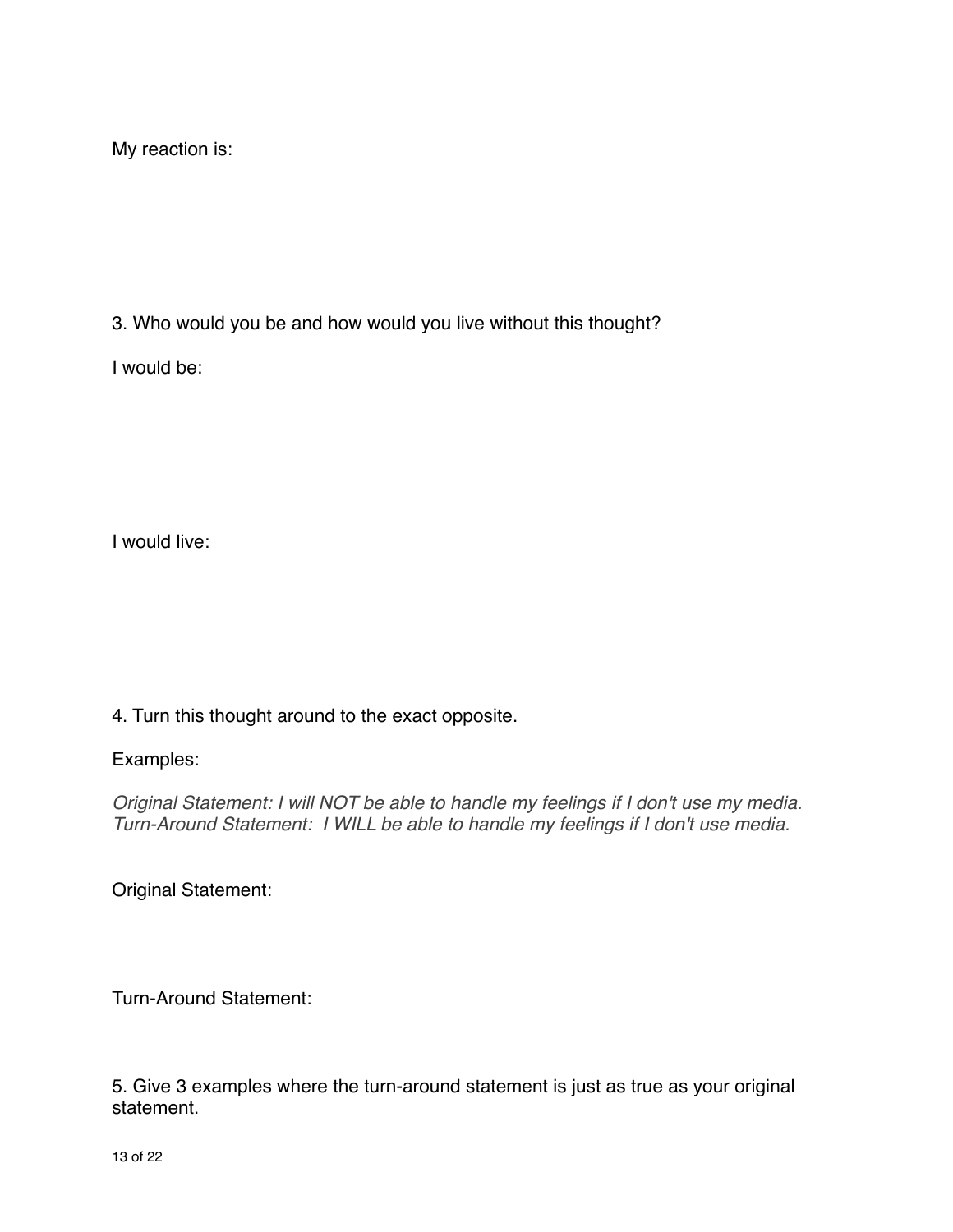My reaction is:

3. Who would you be and how would you live without this thought?

I would be:

I would live:

4. Turn this thought around to the exact opposite.

Examples:

*Original Statement: I will NOT be able to handle my feelings if I don't use my media.*
*Turn-Around Statement: I WILL be able to handle my feelings if I don't use media.*

Original Statement:

Turn-Around Statement:

5. Give 3 examples where the turn-around statement is just as true as your original statement.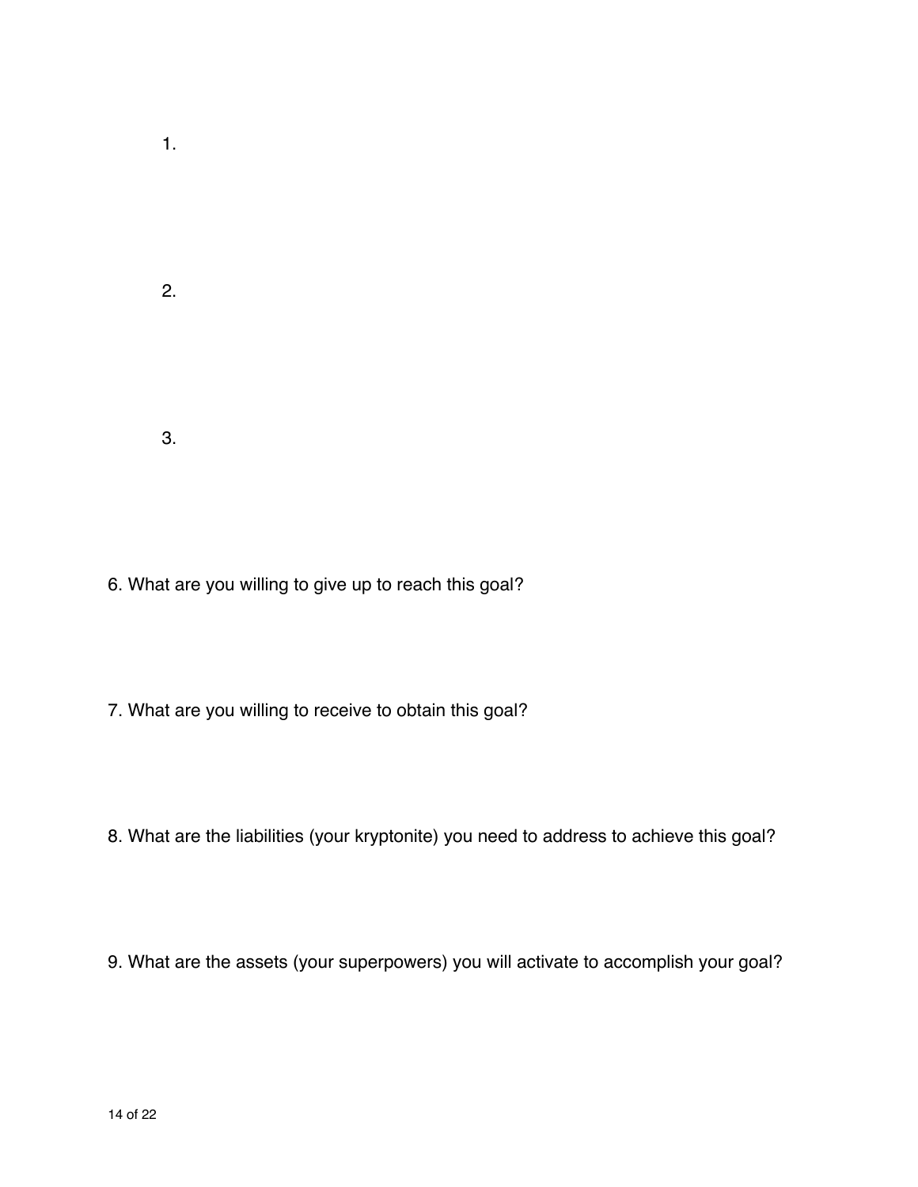1.

2.

3.

6. What are you willing to give up to reach this goal?

7. What are you willing to receive to obtain this goal?

8. What are the liabilities (your kryptonite) you need to address to achieve this goal?

9. What are the assets (your superpowers) you will activate to accomplish your goal?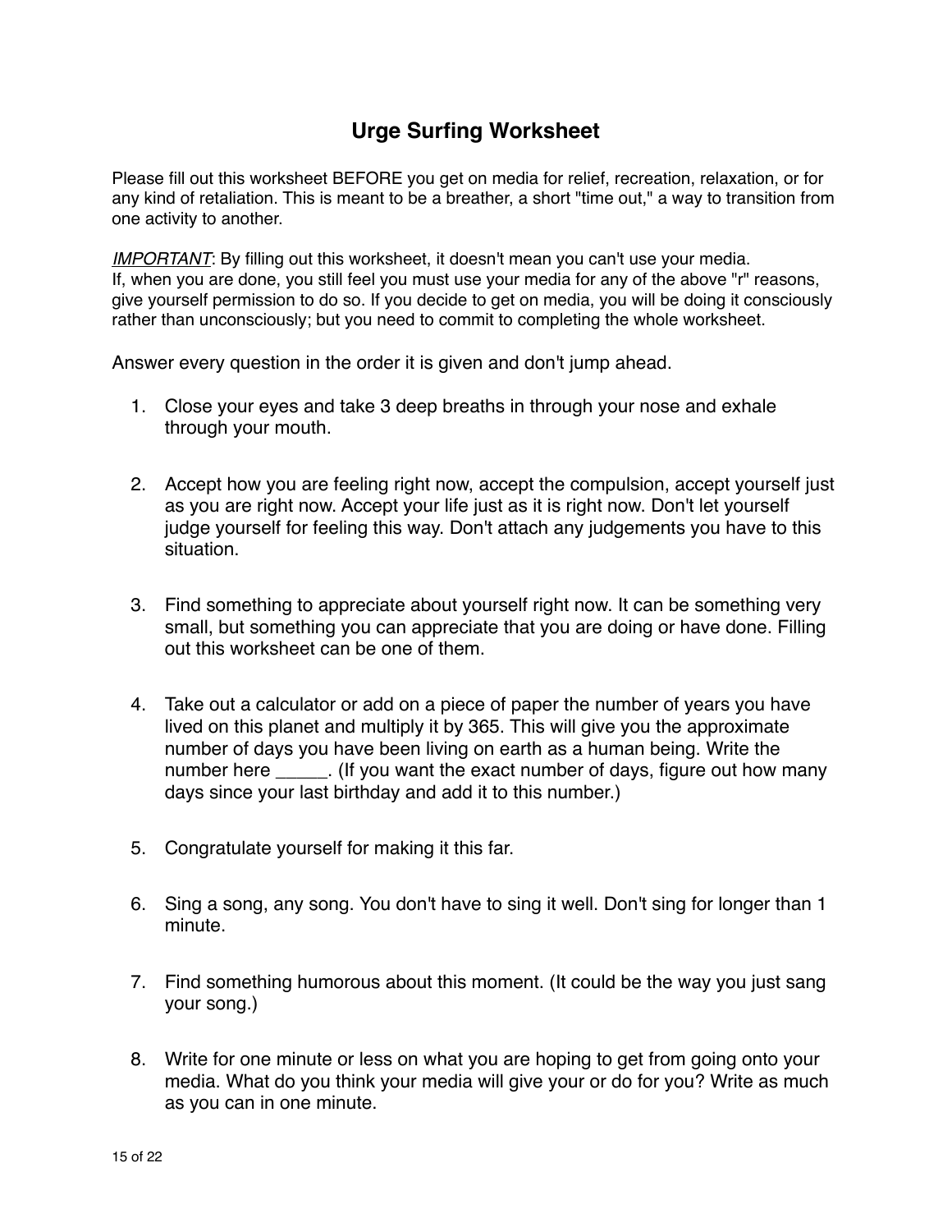# Urge Surfing Worksheet

Please fill out this worksheet BEFORE you get on media for relief, recreation, relaxation, or for any kind of retaliation. This is meant to be a breather, a short "time out," a way to transition from one activity to another.

*IMPORTANT*: By filling out this worksheet, it doesn't mean you can't use your media. If, when you are done, you still feel you must use your media for any of the above "r" reasons, give yourself permission to do so. If you decide to get on media, you will be doing it consciously rather than unconsciously; but you need to commit to completing the whole worksheet.

Answer every question in the order it is given and don't jump ahead.

1. Close your eyes and take 3 deep breaths in through your nose and exhale through your mouth.

2. Accept how you are feeling right now, accept the compulsion, accept yourself just as you are right now. Accept your life just as it is right now. Don't let yourself judge yourself for feeling this way. Don't attach any judgements you have to this situation.

3. Find something to appreciate about yourself right now. It can be something very small, but something you can appreciate that you are doing or have done. Filling out this worksheet can be one of them.

4. Take out a calculator or add on a piece of paper the number of years you have lived on this planet and multiply it by 365. This will give you the approximate number of days you have been living on earth as a human being. Write the number here _____. (If you want the exact number of days, figure out how many days since your last birthday and add it to this number.)

5. Congratulate yourself for making it this far.

6. Sing a song, any song. You don't have to sing it well. Don't sing for longer than 1 minute.

7. Find something humorous about this moment. (It could be the way you just sang your song.)

8. Write for one minute or less on what you are hoping to get from going onto your media. What do you think your media will give your or do for you? Write as much as you can in one minute.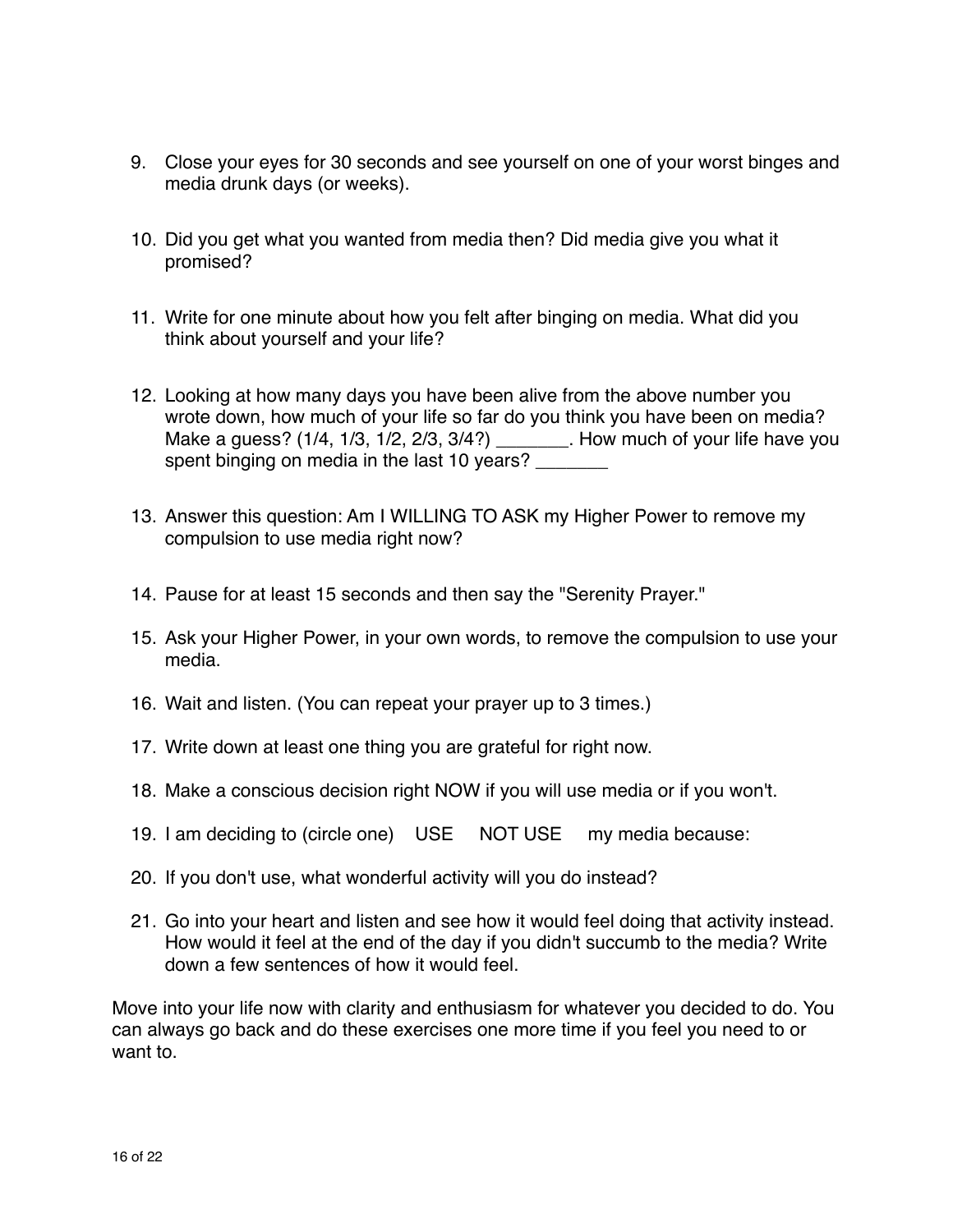9. Close your eyes for 30 seconds and see yourself on one of your worst binges and media drunk days (or weeks).

10. Did you get what you wanted from media then? Did media give you what it promised?

11. Write for one minute about how you felt after binging on media. What did you think about yourself and your life?

12. Looking at how many days you have been alive from the above number you wrote down, how much of your life so far do you think you have been on media? Make a guess? (1/4, 1/3, 1/2, 2/3, 3/4?) _______. How much of your life have you spent binging on media in the last 10 years? _______

13. Answer this question: Am I WILLING TO ASK my Higher Power to remove my compulsion to use media right now?

14. Pause for at least 15 seconds and then say the "Serenity Prayer."

15. Ask your Higher Power, in your own words, to remove the compulsion to use your media.

16. Wait and listen. (You can repeat your prayer up to 3 times.)

17. Write down at least one thing you are grateful for right now.

18. Make a conscious decision right NOW if you will use media or if you won't.

19. I am deciding to (circle one) USE NOT USE my media because:

20. If you don't use, what wonderful activity will you do instead?

21. Go into your heart and listen and see how it would feel doing that activity instead. How would it feel at the end of the day if you didn't succumb to the media? Write down a few sentences of how it would feel.

Move into your life now with clarity and enthusiasm for whatever you decided to do. You can always go back and do these exercises one more time if you feel you need to or want to.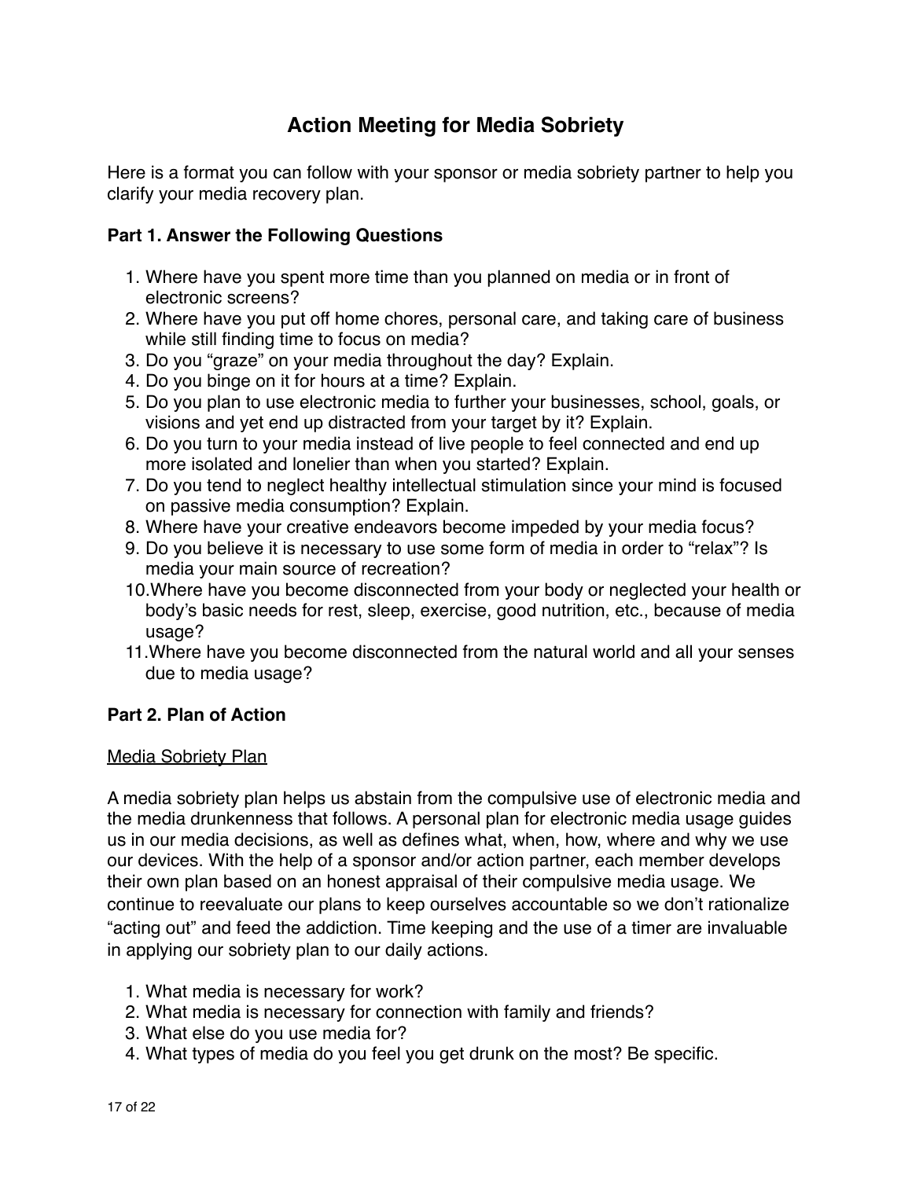# Action Meeting for Media Sobriety

Here is a format you can follow with your sponsor or media sobriety partner to help you clarify your media recovery plan.

### Part 1. Answer the Following Questions

1. Where have you spent more time than you planned on media or in front of electronic screens?
2. Where have you put off home chores, personal care, and taking care of business while still finding time to focus on media?
3. Do you “graze” on your media throughout the day? Explain.
4. Do you binge on it for hours at a time? Explain.
5. Do you plan to use electronic media to further your businesses, school, goals, or visions and yet end up distracted from your target by it? Explain.
6. Do you turn to your media instead of live people to feel connected and end up more isolated and lonelier than when you started? Explain.
7. Do you tend to neglect healthy intellectual stimulation since your mind is focused on passive media consumption? Explain.
8. Where have your creative endeavors become impeded by your media focus?
9. Do you believe it is necessary to use some form of media in order to “relax”? Is media your main source of recreation?
10. Where have you become disconnected from your body or neglected your health or body’s basic needs for rest, sleep, exercise, good nutrition, etc., because of media usage?
11. Where have you become disconnected from the natural world and all your senses due to media usage?

### Part 2. Plan of Action

<u>Media Sobriety Plan</u>

A media sobriety plan helps us abstain from the compulsive use of electronic media and the media drunkenness that follows. A personal plan for electronic media usage guides us in our media decisions, as well as defines what, when, how, where and why we use our devices. With the help of a sponsor and/or action partner, each member develops their own plan based on an honest appraisal of their compulsive media usage. We continue to reevaluate our plans to keep ourselves accountable so we don’t rationalize “acting out” and feed the addiction. Time keeping and the use of a timer are invaluable in applying our sobriety plan to our daily actions.

1. What media is necessary for work?
2. What media is necessary for connection with family and friends?
3. What else do you use media for?
4. What types of media do you feel you get drunk on the most? Be specific.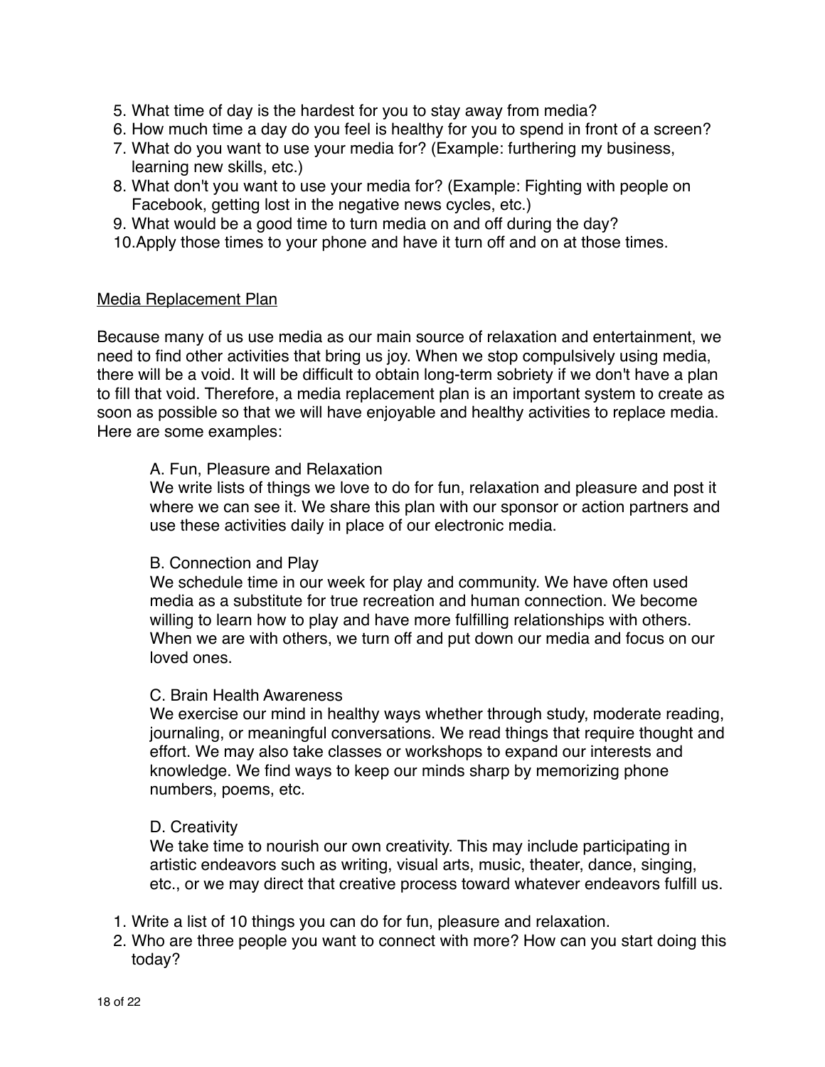5. What time of day is the hardest for you to stay away from media?
6. How much time a day do you feel is healthy for you to spend in front of a screen?
7. What do you want to use your media for? (Example: furthering my business, learning new skills, etc.)
8. What don't you want to use your media for? (Example: Fighting with people on Facebook, getting lost in the negative news cycles, etc.)
9. What would be a good time to turn media on and off during the day?
10. Apply those times to your phone and have it turn off and on at those times.

<u>Media Replacement Plan</u>

Because many of us use media as our main source of relaxation and entertainment, we need to find other activities that bring us joy. When we stop compulsively using media, there will be a void. It will be difficult to obtain long-term sobriety if we don't have a plan to fill that void. Therefore, a media replacement plan is an important system to create as soon as possible so that we will have enjoyable and healthy activities to replace media. Here are some examples:

A. Fun, Pleasure and Relaxation
We write lists of things we love to do for fun, relaxation and pleasure and post it where we can see it. We share this plan with our sponsor or action partners and use these activities daily in place of our electronic media.

B. Connection and Play
We schedule time in our week for play and community. We have often used media as a substitute for true recreation and human connection. We become willing to learn how to play and have more fulfilling relationships with others. When we are with others, we turn off and put down our media and focus on our loved ones.

C. Brain Health Awareness
We exercise our mind in healthy ways whether through study, moderate reading, journaling, or meaningful conversations. We read things that require thought and effort. We may also take classes or workshops to expand our interests and knowledge. We find ways to keep our minds sharp by memorizing phone numbers, poems, etc.

D. Creativity
We take time to nourish our own creativity. This may include participating in artistic endeavors such as writing, visual arts, music, theater, dance, singing, etc., or we may direct that creative process toward whatever endeavors fulfill us.

1. Write a list of 10 things you can do for fun, pleasure and relaxation.
2. Who are three people you want to connect with more? How can you start doing this today?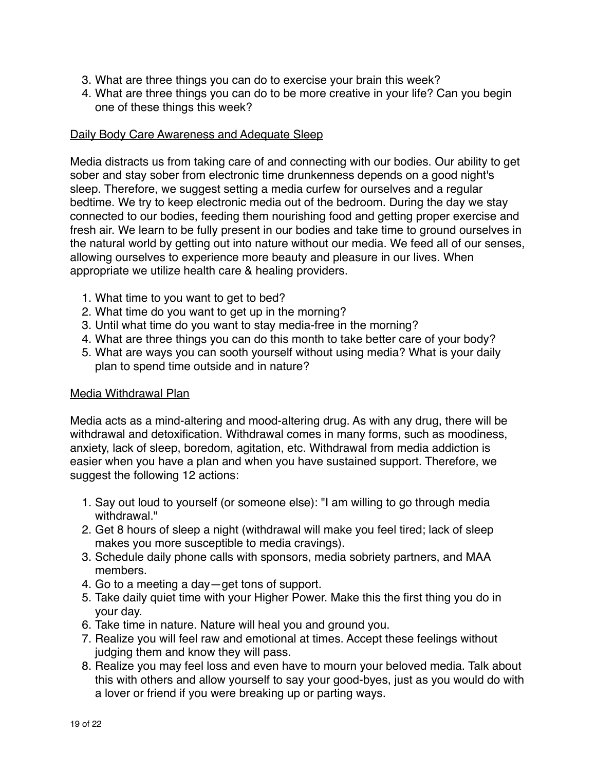3. What are three things you can do to exercise your brain this week?
4. What are three things you can do to be more creative in your life? Can you begin one of these things this week?

<u>Daily Body Care Awareness and Adequate Sleep</u>

Media distracts us from taking care of and connecting with our bodies. Our ability to get sober and stay sober from electronic time drunkenness depends on a good night's sleep. Therefore, we suggest setting a media curfew for ourselves and a regular bedtime. We try to keep electronic media out of the bedroom. During the day we stay connected to our bodies, feeding them nourishing food and getting proper exercise and fresh air. We learn to be fully present in our bodies and take time to ground ourselves in the natural world by getting out into nature without our media. We feed all of our senses, allowing ourselves to experience more beauty and pleasure in our lives. When appropriate we utilize health care & healing providers.

1. What time to you want to get to bed?
2. What time do you want to get up in the morning?
3. Until what time do you want to stay media-free in the morning?
4. What are three things you can do this month to take better care of your body?
5. What are ways you can sooth yourself without using media? What is your daily plan to spend time outside and in nature?

<u>Media Withdrawal Plan</u>

Media acts as a mind-altering and mood-altering drug. As with any drug, there will be withdrawal and detoxification. Withdrawal comes in many forms, such as moodiness, anxiety, lack of sleep, boredom, agitation, etc. Withdrawal from media addiction is easier when you have a plan and when you have sustained support. Therefore, we suggest the following 12 actions:

1. Say out loud to yourself (or someone else): "I am willing to go through media withdrawal."
2. Get 8 hours of sleep a night (withdrawal will make you feel tired; lack of sleep makes you more susceptible to media cravings).
3. Schedule daily phone calls with sponsors, media sobriety partners, and MAA members.
4. Go to a meeting a day—get tons of support.
5. Take daily quiet time with your Higher Power. Make this the first thing you do in your day.
6. Take time in nature. Nature will heal you and ground you.
7. Realize you will feel raw and emotional at times. Accept these feelings without judging them and know they will pass.
8. Realize you may feel loss and even have to mourn your beloved media. Talk about this with others and allow yourself to say your good-byes, just as you would do with a lover or friend if you were breaking up or parting ways.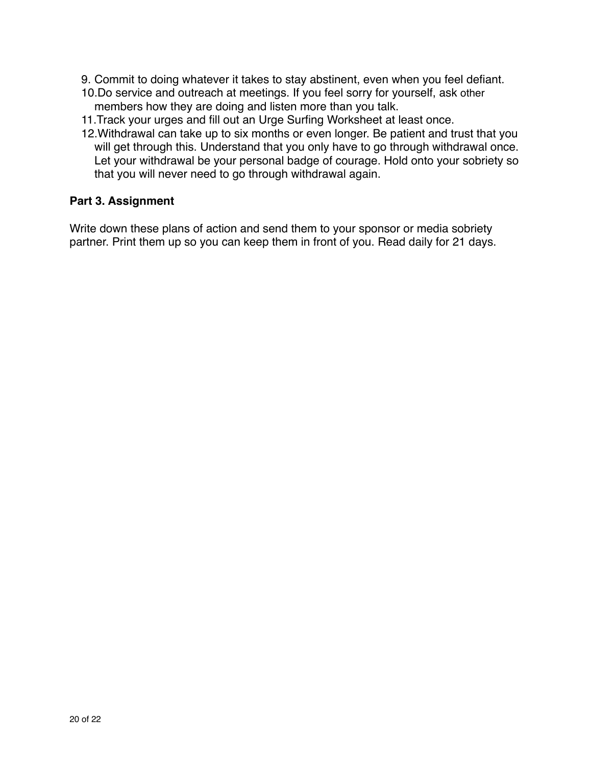9. Commit to doing whatever it takes to stay abstinent, even when you feel defiant.
10. Do service and outreach at meetings. If you feel sorry for yourself, ask other members how they are doing and listen more than you talk.
11. Track your urges and fill out an Urge Surfing Worksheet at least once.
12. Withdrawal can take up to six months or even longer. Be patient and trust that you will get through this. Understand that you only have to go through withdrawal once. Let your withdrawal be your personal badge of courage. Hold onto your sobriety so that you will never need to go through withdrawal again.

**Part 3. Assignment**

Write down these plans of action and send them to your sponsor or media sobriety partner. Print them up so you can keep them in front of you. Read daily for 21 days.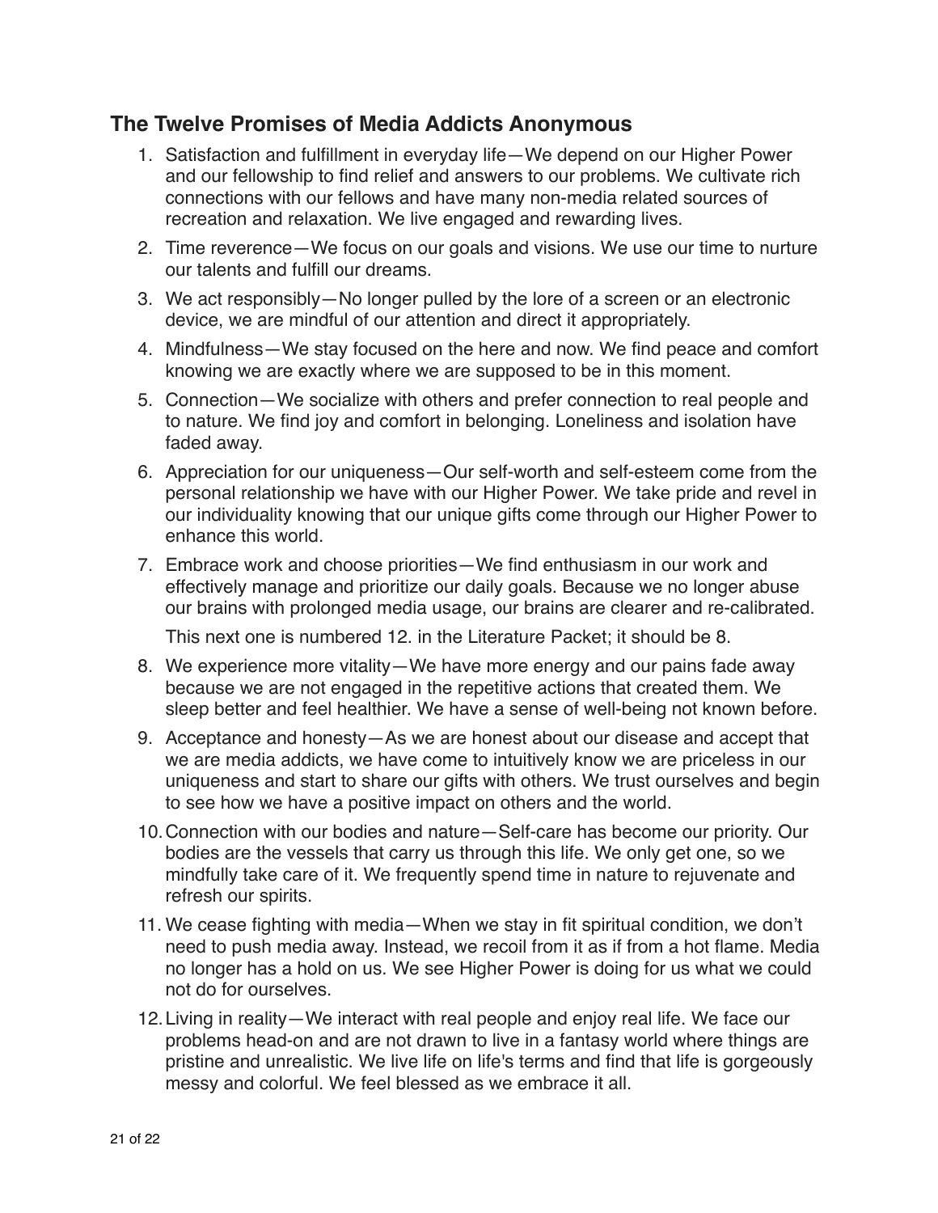## The Twelve Promises of Media Addicts Anonymous

1. Satisfaction and fulfillment in everyday life—We depend on our Higher Power and our fellowship to find relief and answers to our problems. We cultivate rich connections with our fellows and have many non-media related sources of recreation and relaxation. We live engaged and rewarding lives.
2. Time reverence—We focus on our goals and visions. We use our time to nurture our talents and fulfill our dreams.
3. We act responsibly—No longer pulled by the lore of a screen or an electronic device, we are mindful of our attention and direct it appropriately.
4. Mindfulness—We stay focused on the here and now. We find peace and comfort knowing we are exactly where we are supposed to be in this moment.
5. Connection—We socialize with others and prefer connection to real people and to nature. We find joy and comfort in belonging. Loneliness and isolation have faded away.
6. Appreciation for our uniqueness—Our self-worth and self-esteem come from the personal relationship we have with our Higher Power. We take pride and revel in our individuality knowing that our unique gifts come through our Higher Power to enhance this world.
7. Embrace work and choose priorities—We find enthusiasm in our work and effectively manage and prioritize our daily goals. Because we no longer abuse our brains with prolonged media usage, our brains are clearer and re-calibrated.

   This next one is numbered 12. in the Literature Packet; it should be 8.

8. We experience more vitality—We have more energy and our pains fade away because we are not engaged in the repetitive actions that created them. We sleep better and feel healthier. We have a sense of well-being not known before.
9. Acceptance and honesty—As we are honest about our disease and accept that we are media addicts, we have come to intuitively know we are priceless in our uniqueness and start to share our gifts with others. We trust ourselves and begin to see how we have a positive impact on others and the world.
10. Connection with our bodies and nature—Self-care has become our priority. Our bodies are the vessels that carry us through this life. We only get one, so we mindfully take care of it. We frequently spend time in nature to rejuvenate and refresh our spirits.
11. We cease fighting with media—When we stay in fit spiritual condition, we don't need to push media away. Instead, we recoil from it as if from a hot flame. Media no longer has a hold on us. We see Higher Power is doing for us what we could not do for ourselves.
12. Living in reality—We interact with real people and enjoy real life. We face our problems head-on and are not drawn to live in a fantasy world where things are pristine and unrealistic. We live life on life's terms and find that life is gorgeously messy and colorful. We feel blessed as we embrace it all.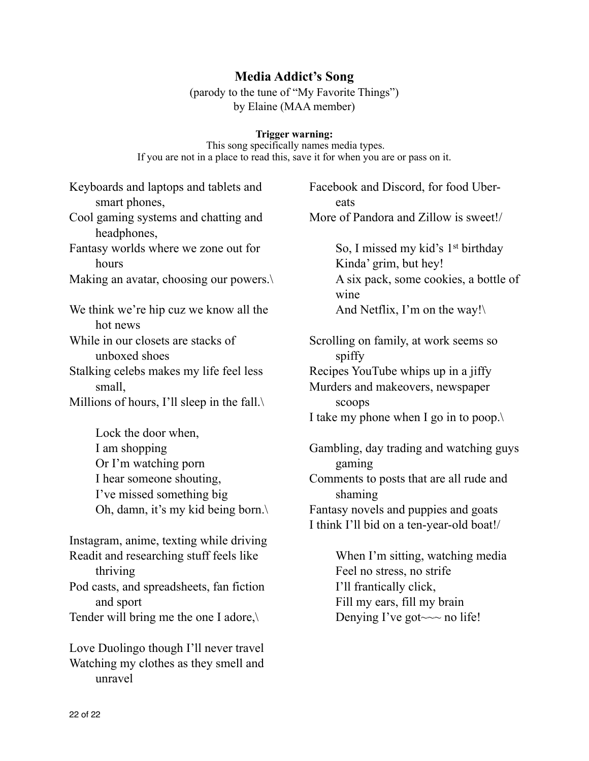## Media Addict's Song

(parody to the tune of "My Favorite Things")
by Elaine (MAA member)

**Trigger warning:**
This song specifically names media types.
If you are not in a place to read this, save it for when you are or pass on it.

Keyboards and laptops and tablets and smart phones,
Cool gaming systems and chatting and headphones,
Fantasy worlds where we zone out for hours
Making an avatar, choosing our powers.\

We think we're hip cuz we know all the hot news
While in our closets are stacks of unboxed shoes
Stalking celebs makes my life feel less small,
Millions of hours, I'll sleep in the fall.\

> Lock the door when,
> I am shopping
> Or I'm watching porn
> I hear someone shouting,
> I've missed something big
> Oh, damn, it's my kid being born.\

Instagram, anime, texting while driving
Readit and researching stuff feels like thriving
Pod casts, and spreadsheets, fan fiction and sport
Tender will bring me the one I adore,\

Love Duolingo though I'll never travel
Watching my clothes as they smell and unravel
Facebook and Discord, for food Uber-eats
More of Pandora and Zillow is sweet!/

> So, I missed my kid's 1st birthday
> Kinda' grim, but hey!
> A six pack, some cookies, a bottle of wine
> And Netflix, I'm on the way!\

Scrolling on family, at work seems so spiffy
Recipes YouTube whips up in a jiffy
Murders and makeovers, newspaper scoops
I take my phone when I go in to poop.\

Gambling, day trading and watching guys gaming
Comments to posts that are all rude and shaming
Fantasy novels and puppies and goats
I think I'll bid on a ten-year-old boat!/

> When I'm sitting, watching media
> Feel no stress, no strife
> I'll frantically click,
> Fill my ears, fill my brain
> Denying I've got~~~ no life!